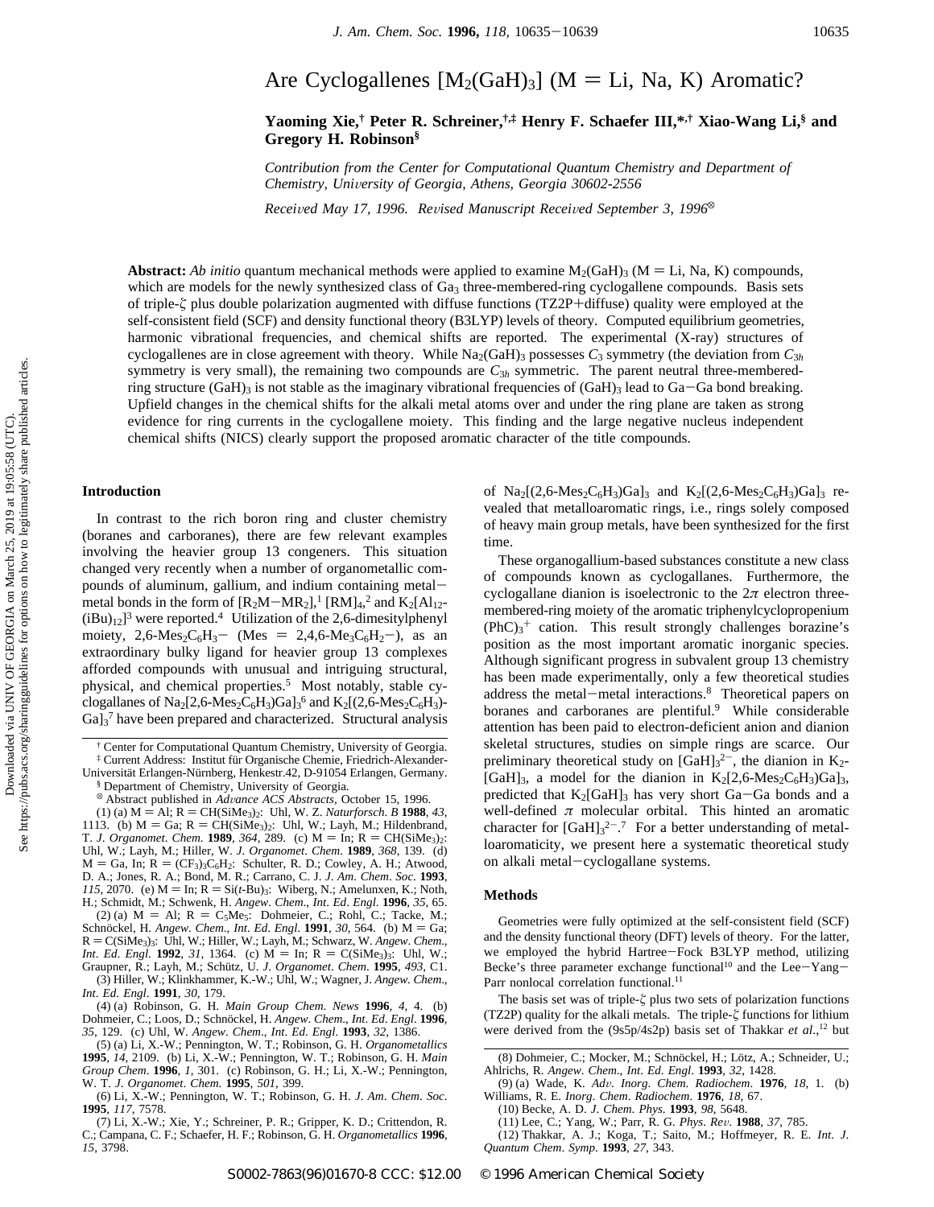# Are Cyclogallenes $[M_2(GaH)_3]$ (M = Li, Na, K) Aromatic?

**Yaoming Xie,[†] Peter R. Schreiner,[†,‡] Henry F. Schaefer III,*[,†] Xiao-Wang Li,[§] and Gregory H. Robinson[§]**

*Contribution from the Center for Computational Quantum Chemistry and Department of Chemistry, University of Georgia, Athens, Georgia 30602-2556*

*Received May 17, 1996. Revised Manuscript Received September 3, 1996*[⊗]

**Abstract:** *Ab initio* quantum mechanical methods were applied to examine $M_2(GaH)_3$ (M = Li, Na, K) compounds, which are models for the newly synthesized class of $Ga_3$ three-membered-ring cyclogallene compounds. Basis sets of triple-ζ plus double polarization augmented with diffuse functions (TZ2P+diffuse) quality were employed at the self-consistent field (SCF) and density functional theory (B3LYP) levels of theory. Computed equilibrium geometries, harmonic vibrational frequencies, and chemical shifts are reported. The experimental (X-ray) structures of cyclogallenes are in close agreement with theory. While $Na_2(GaH)_3$ possesses $C_3$ symmetry (the deviation from $C_{3h}$ symmetry is very small), the remaining two compounds are $C_{3h}$ symmetric. The parent neutral three-membered-ring structure $(GaH)_3$ is not stable as the imaginary vibrational frequencies of $(GaH)_3$ lead to Ga−Ga bond breaking. Upfield changes in the chemical shifts for the alkali metal atoms over and under the ring plane are taken as strong evidence for ring currents in the cyclogallene moiety. This finding and the large negative nucleus independent chemical shifts (NICS) clearly support the proposed aromatic character of the title compounds.

## Introduction

In contrast to the rich boron ring and cluster chemistry (boranes and carboranes), there are few relevant examples involving the heavier group 13 congeners. This situation changed very recently when a number of organometallic compounds of aluminum, gallium, and indium containing metal−metal bonds in the form of $[R_2M-MR_2]$,[1] $[RM]_4$,[2] and $K_2[Al_{12}(iBu)_{12}]$[3] were reported.[4] Utilization of the 2,6-dimesitylphenyl moiety, 2,6-$Mes_2C_6H_3$− (Mes = 2,4,6-$Me_3C_6H_2$−), as an extraordinary bulky ligand for heavier group 13 complexes afforded compounds with unusual and intriguing structural, physical, and chemical properties.[5] Most notably, stable cyclogallanes of $Na_2[2,6\text{-}Mes_2C_6H_3)Ga]_3$[6] and $K_2[(2,6\text{-}Mes_2C_6H_3)Ga]_3$[7] have been prepared and characterized. Structural analysis of $Na_2[(2,6\text{-}Mes_2C_6H_3)Ga]_3$ and $K_2[(2,6\text{-}Mes_2C_6H_3)Ga]_3$ revealed that metalloaromatic rings, i.e., rings solely composed of heavy main group metals, have been synthesized for the first time.

These organogallium-based substances constitute a new class of compounds known as cyclogallanes. Furthermore, the cyclogallane dianion is isoelectronic to the 2π electron three-membered-ring moiety of the aromatic triphenylcyclopropenium $(PhC)_3^+$ cation. This result strongly challenges borazine's position as the most important aromatic inorganic species. Although significant progress in subvalent group 13 chemistry has been made experimentally, only a few theoretical studies address the metal−metal interactions.[8] Theoretical papers on boranes and carboranes are plentiful.[9] While considerable attention has been paid to electron-deficient anion and dianion skeletal structures, studies on simple rings are scarce. Our preliminary theoretical study on $[GaH]_3^{2-}$, the dianion in $K_2[GaH]_3$, a model for the dianion in $K_2[2,6\text{-}Mes_2C_6H_3)Ga]_3$, predicted that $K_2[GaH]_3$ has very short Ga−Ga bonds and a well-defined π molecular orbital. This hinted an aromatic character for $[GaH]_3^{2-}$.[7] For a better understanding of metalloaromaticity, we present here a systematic theoretical study on alkali metal−cyclogallane systems.

## Methods

Geometries were fully optimized at the self-consistent field (SCF) and the density functional theory (DFT) levels of theory. For the latter, we employed the hybrid Hartree−Fock B3LYP method, utilizing Becke's three parameter exchange functional[10] and the Lee−Yang−Parr nonlocal correlation functional.[11]

The basis set was of triple-ζ plus two sets of polarization functions (TZ2P) quality for the alkali metals. The triple-ζ functions for lithium were derived from the (9s5p/4s2p) basis set of Thakkar *et al.*,[12] but

---

† Center for Computational Quantum Chemistry, University of Georgia.
‡ Current Address: Institut für Organische Chemie, Friedrich-Alexander-Universität Erlangen-Nürnberg, Henkestr.42, D-91054 Erlangen, Germany.
§ Department of Chemistry, University of Georgia.
⊗ Abstract published in *Advance ACS Abstracts*, October 15, 1996.

(1) (a) M = Al; R = $CH(SiMe_3)_2$: Uhl, W. Z. *Naturforsch. B* **1988**, *43*, 1113. (b) M = Ga; R = $CH(SiMe_3)_2$: Uhl, W.; Layh, M.; Hildenbrand, T. *J. Organomet. Chem.* **1989**, *364*, 289. (c) M = In; R = $CH(SiMe_3)_2$: Uhl, W.; Layh, M.; Hiller, W. *J. Organomet. Chem.* **1989**, *368*, 139. (d) M = Ga, In; R = $(CF_3)_3C_6H_2$: Schulter, R. D.; Cowley, A. H.; Atwood, D. A.; Jones, R. A.; Bond, M. R.; Carrano, C. J. *J. Am. Chem. Soc.* **1993**, *115*, 2070. (e) M = In; R = $Si(t\text{-}Bu)_3$: Wiberg, N.; Amelunxen, K.; Noth, H.; Schmidt, M.; Schwenk, H. *Angew. Chem., Int. Ed. Engl.* **1996**, *35*, 65.
(2) (a) M = Al; R = $C_5Me_5$: Dohmeier, C.; Rohl, C.; Tacke, M.; Schnöckel, H. *Angew. Chem., Int. Ed. Engl.* **1991**, *30*, 564. (b) M = Ga; R = $C(SiMe_3)_3$: Uhl, W.; Hiller, W.; Layh, M.; Schwarz, W. *Angew. Chem., Int. Ed. Engl.* **1992**, *31*, 1364. (c) M = In; R = $C(SiMe_3)_3$: Uhl, W.; Graupner, R.; Layh, M.; Schütz, U. *J. Organomet. Chem.* **1995**, *493*, C1.
(3) Hiller, W.; Klinkhammer, K.-W.; Uhl, W.; Wagner, J. *Angew. Chem., Int. Ed. Engl.* **1991**, *30*, 179.
(4) (a) Robinson, G. H. *Main Group Chem. News* **1996**, *4*, 4. (b) Dohmeier, C.; Loos, D.; Schnöckel, H. *Angew. Chem., Int. Ed. Engl.* **1996**, *35*, 129. (c) Uhl, W. *Angew. Chem., Int. Ed. Engl.* **1993**, *32*, 1386.
(5) (a) Li, X.-W.; Pennington, W. T.; Robinson, G. H. *Organometallics* **1995**, *14*, 2109. (b) Li, X.-W.; Pennington, W. T.; Robinson, G. H. *Main Group Chem.* **1996**, *1*, 301. (c) Robinson, G. H.; Li, X.-W.; Pennington, W. T. *J. Organomet. Chem.* **1995**, *501*, 399.
(6) Li, X.-W.; Pennington, W. T.; Robinson, G. H. *J. Am. Chem. Soc.* **1995**, *117*, 7578.
(7) Li, X.-W.; Xie, Y.; Schreiner, P. R.; Gripper, K. D.; Crittendon, R. C.; Campana, C. F.; Schaefer, H. F.; Robinson, G. H. *Organometallics* **1996**, *15*, 3798.
(8) Dohmeier, C.; Mocker, M.; Schnöckel, H.; Lötz, A.; Schneider, U.; Ahlrichs, R. *Angew. Chem., Int. Ed. Engl.* **1993**, *32*, 1428.
(9) (a) Wade, K. *Adv. Inorg. Chem. Radiochem.* **1976**, *18*, 1. (b) Williams, R. E. *Inorg. Chem. Radiochem.* **1976**, *18*, 67.
(10) Becke, A. D. *J. Chem. Phys.* **1993**, *98*, 5648.
(11) Lee, C.; Yang, W.; Parr, R. G. *Phys. Rev.* **1988**, *37*, 785.
(12) Thakkar, A. J.; Koga, T.; Saito, M.; Hoffmeyer, R. E. *Int. J. Quantum Chem. Symp.* **1993**, *27*, 343.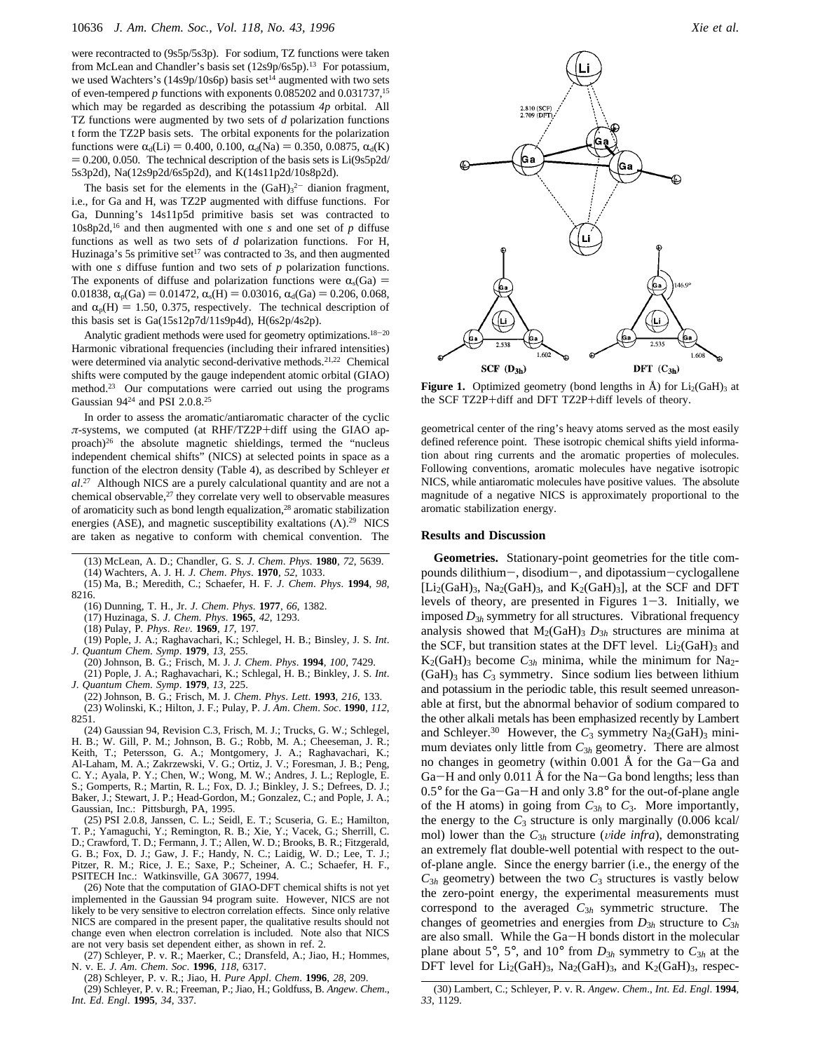were recontracted to (9s5p/5s3p). For sodium, TZ functions were taken from McLean and Chandler's basis set (12s9p/6s5p).[13] For potassium, we used Wachters's (14s9p/10s6p) basis set[14] augmented with two sets of even-tempered *p* functions with exponents 0.085202 and 0.031737,[15] which may be regarded as describing the potassium *4p* orbital. All TZ functions were augmented by two sets of *d* polarization functions t form the TZ2P basis sets. The orbital exponents for the polarization functions were $\alpha_d$(Li) = 0.400, 0.100, $\alpha_d$(Na) = 0.350, 0.0875, $\alpha_d$(K) = 0.200, 0.050. The technical description of the basis sets is Li(9s5p2d/5s3p2d), Na(12s9p2d/6s5p2d), and K(14s11p2d/10s8p2d).

The basis set for the elements in the $(GaH)_3^{2-}$ dianion fragment, i.e., for Ga and H, was TZ2P augmented with diffuse functions. For Ga, Dunning's 14s11p5d primitive basis set was contracted to 10s8p2d,[16] and then augmented with one *s* and one set of *p* diffuse functions as well as two sets of *d* polarization functions. For H, Huzinaga's 5s primitive set[17] was contracted to 3s, and then augmented with one *s* diffuse funtion and two sets of *p* polarization functions. The exponents of diffuse and polarization functions were $\alpha_s$(Ga) = 0.01838, $\alpha_p$(Ga) = 0.01472, $\alpha_s$(H) = 0.03016, $\alpha_d$(Ga) = 0.206, 0.068, and $\alpha_p$(H) = 1.50, 0.375, respectively. The technical description of this basis set is Ga(15s12p7d/11s9p4d), H(6s2p/4s2p).

Analytic gradient methods were used for geometry optimizations.[18-20] Harmonic vibrational frequencies (including their infrared intensities) were determined via analytic second-derivative methods.[21,22] Chemical shifts were computed by the gauge independent atomic orbital (GIAO) method.[23] Our computations were carried out using the programs Gaussian 94[24] and PSI 2.0.8.[25]

In order to assess the aromatic/antiaromatic character of the cyclic $\pi$-systems, we computed (at RHF/TZ2P+diff using the GIAO approach)[26] the absolute magnetic shieldings, termed the "nucleus independent chemical shifts" (NICS) at selected points in space as a function of the electron density (Table 4), as described by Schleyer *et al.*[27] Although NICS are a purely calculational quantity and are not a chemical observable,[27] they correlate very well to observable measures of aromaticity such as bond length equalization,[28] aromatic stabilization energies (ASE), and magnetic susceptibility exaltations ($\Lambda$).[29] NICS are taken as negative to conform with chemical convention. The geometrical center of the ring's heavy atoms served as the most easily defined reference point. These isotropic chemical shifts yield information about ring currents and the aromatic properties of molecules. Following conventions, aromatic molecules have negative isotropic NICS, while antiaromatic molecules have positive values. The absolute magnitude of a negative NICS is approximately proportional to the aromatic stabilization energy.

Li
2.810 (SCF)
2.709 (DFT)
Ga
Ga
Ga
Li
Ga
Li
Ga
Ga
2.538
1.602
SCF ($D_{3h}$)
Ga
146.9°
Li
Ga
Ga
2.535
1.608
DFT ($C_{3h}$)

**Figure 1.** Optimized geometry (bond lengths in Å) for $Li_2(GaH)_3$ at the SCF TZ2P+diff and DFT TZ2P+diff levels of theory.

## Results and Discussion

**Geometries.** Stationary-point geometries for the title compounds dilithium–, disodium–, and dipotassium–cyclogallene [$Li_2(GaH)_3$, $Na_2(GaH)_3$, and $K_2(GaH)_3$], at the SCF and DFT levels of theory, are presented in Figures 1–3. Initially, we imposed $D_{3h}$ symmetry for all structures. Vibrational frequency analysis showed that $M_2(GaH)_3$ $D_{3h}$ structures are minima at the SCF, but transition states at the DFT level. $Li_2(GaH)_3$ and $K_2(GaH)_3$ become $C_{3h}$ minima, while the minimum for $Na_2(GaH)_3$ has $C_3$ symmetry. Since sodium lies between lithium and potassium in the periodic table, this result seemed unreasonable at first, but the abnormal behavior of sodium compared to the other alkali metals has been emphasized recently by Lambert and Schleyer.[30] However, the $C_3$ symmetry $Na_2(GaH)_3$ minimum deviates only little from $C_{3h}$ geometry. There are almost no changes in geometry (within 0.001 Å for the Ga–Ga and Ga–H and only 0.011 Å for the Na–Ga bond lengths; less than 0.5° for the Ga–Ga–H and only 3.8° for the out-of-plane angle of the H atoms) in going from $C_{3h}$ to $C_3$. More importantly, the energy to the $C_3$ structure is only marginally (0.006 kcal/mol) lower than the $C_{3h}$ structure (*vide infra*), demonstrating an extremely flat double-well potential with respect to the out-of-plane angle. Since the energy barrier (i.e., the energy of the $C_{3h}$ geometry) between the two $C_3$ structures is vastly below the zero-point energy, the experimental measurements must correspond to the averaged $C_{3h}$ symmetric structure. The changes of geometries and energies from $D_{3h}$ structure to $C_{3h}$ are also small. While the Ga–H bonds distort in the molecular plane about 5°, 5°, and 10° from $D_{3h}$ symmetry to $C_{3h}$ at the DFT level for $Li_2(GaH)_3$, $Na_2(GaH)_3$, and $K_2(GaH)_3$, respec-

(13) McLean, A. D.; Chandler, G. S. *J. Chem. Phys.* **1980**, *72*, 5639.
(14) Wachters, A. J. H. *J. Chem. Phys.* **1970**, *52*, 1033.
(15) Ma, B.; Meredith, C.; Schaefer, H. F. *J. Chem. Phys.* **1994**, *98*, 8216.
(16) Dunning, T. H., Jr. *J. Chem. Phys.* **1977**, *66*, 1382.
(17) Huzinaga, S. *J. Chem. Phys.* **1965**, *42*, 1293.
(18) Pulay, P. *Phys. Rev.* **1969**, *17*, 197.
(19) Pople, J. A.; Raghavachari, K.; Schlegel, H. B.; Binsley, J. S. *Int. J. Quantum Chem. Symp.* **1979**, *13*, 255.
(20) Johnson, B. G.; Frisch, M. J. *J. Chem. Phys.* **1994**, *100*, 7429.
(21) Pople, J. A.; Raghavachari, K.; Schlegal, H. B.; Binkley, J. S. *Int. J. Quantum Chem. Symp.* **1979**, *13*, 225.
(22) Johnson, B. G.; Frisch, M. J. *Chem. Phys. Lett.* **1993**, *216*, 133.
(23) Wolinski, K.; Hilton, J. F.; Pulay, P. *J. Am. Chem. Soc.* **1990**, *112*, 8251.
(24) Gaussian 94, Revision C.3, Frisch, M. J.; Trucks, G. W.; Schlegel, H. B.; W. Gill, P. M.; Johnson, B. G.; Robb, M. A.; Cheeseman, J. R.; Keith, T.; Petersson, G. A.; Montgomery, J. A.; Raghavachari, K.; Al-Laham, M. A.; Zakrzewski, V. G.; Ortiz, J. V.; Foresman, J. B.; Peng, C. Y.; Ayala, P. Y.; Chen, W.; Wong, M. W.; Andres, J. L.; Replogle, E. S.; Gomperts, R.; Martin, R. L.; Fox, D. J.; Binkley, J. S.; Defrees, D. J.; Baker, J.; Stewart, J. P.; Head-Gordon, M.; Gonzalez, C.; and Pople, J. A.; Gaussian, Inc.: Pittsburgh, PA, 1995.
(25) PSI 2.0.8, Janssen, C. L.; Seidl, E. T.; Scuseria, G. E.; Hamilton, T. P.; Yamaguchi, Y.; Remington, R. B.; Xie, Y.; Vacek, G.; Sherrill, C. D.; Crawford, T. D.; Fermann, J. T.; Allen, W. D.; Brooks, B. R.; Fitzgerald, G. B.; Fox, D. J.; Gaw, J. F.; Handy, N. C.; Laidig, W. D.; Lee, T. J.; Pitzer, R. M.; Rice, J. E.; Saxe, P.; Scheiner, A. C.; Schaefer, H. F., PSITECH Inc.: Watkinsville, GA 30677, 1994.
(26) Note that the computation of GIAO-DFT chemical shifts is not yet implemented in the Gaussian 94 program suite. However, NICS are not likely to be very sensitive to electron correlation effects. Since only relative NICS are compared in the present paper, the qualitative results should not change even when electron correlation is included. Note also that NICS are not very basis set dependent either, as shown in ref. 2.
(27) Schleyer, P. v. R.; Maerker, C.; Dransfeld, A.; Jiao, H.; Hommes, N. v. E. *J. Am. Chem. Soc.* **1996**, *118*, 6317.
(28) Schleyer, P. v. R.; Jiao, H. *Pure Appl. Chem.* **1996**, *28*, 209.
(29) Schleyer, P. v. R.; Freeman, P.; Jiao, H.; Goldfuss, B. *Angew. Chem., Int. Ed. Engl.* **1995**, *34*, 337.
(30) Lambert, C.; Schleyer, P. v. R. *Angew. Chem., Int. Ed. Engl.* **1994**, *33*, 1129.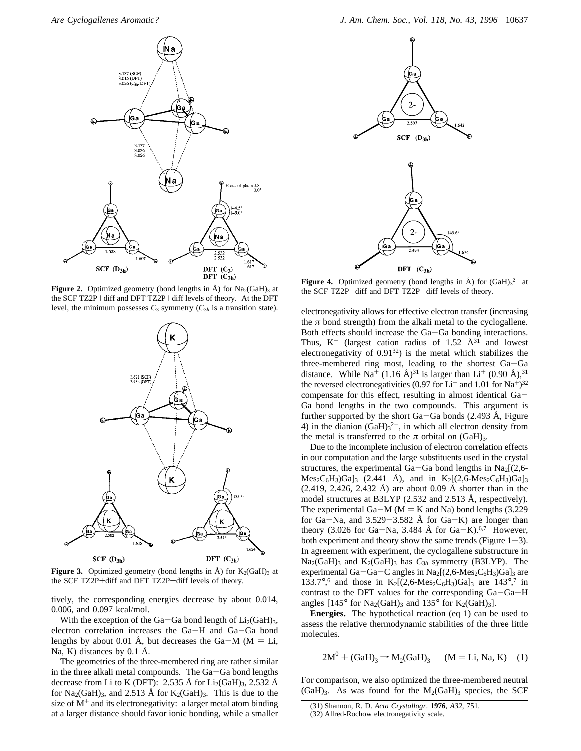3.137 (SCF)
3.015 (DFT)
3.026 ($C_{3h}$, DFT)

3.137
3.036
3.026

H out-of-plane 3.8°
0.0°

144.5°
145.0°

2.528
1.607

2.532
2.532

1.617
1.617

SCF ($D_{3h}$)

DFT ($C_3$)
DFT ($C_{3h}$)

**Figure 2.** Optimized geometry (bond lengths in Å) for $Na_2(GaH)_3$ at the SCF TZ2P+diff and DFT TZ2P+diff levels of theory. At the DFT level, the minimum possesses $C_3$ symmetry ($C_{3h}$ is a transition state).

3.621 (SCF)
3.484 (DFT)

135.3°

2.502
1.615

2.513
1.624

SCF ($D_{3h}$)

DFT ($C_{3h}$)

**Figure 3.** Optimized geometry (bond lengths in Å) for $K_2(GaH)_3$ at the SCF TZ2P+diff and DFT TZ2P+diff levels of theory.

tively, the corresponding energies decrease by about 0.014, 0.006, and 0.097 kcal/mol.

With the exception of the Ga–Ga bond length of $Li_2(GaH)_3$, electron correlation increases the Ga–H and Ga–Ga bond lengths by about 0.01 Å, but decreases the Ga–M (M = Li, Na, K) distances by 0.1 Å.

The geometries of the three-membered ring are rather similar in the three alkali metal compounds. The Ga–Ga bond lengths decrease from Li to K (DFT): 2.535 Å for $Li_2(GaH)_3$, 2.532 Å for $Na_2(GaH)_3$, and 2.513 Å for $K_2(GaH)_3$. This is due to the size of $M^+$ and its electronegativity: a larger metal atom binding at a larger distance should favor ionic bonding, while a smaller electronegativity allows for effective electron transfer (increasing the $\pi$ bond strength) from the alkali metal to the cyclogallene. Both effects should increase the Ga–Ga bonding interactions. Thus, $K^+$ (largest cation radius of 1.52 Å[31] and lowest electronegativity of 0.91[32]) is the metal which stabilizes the three-membered ring most, leading to the shortest Ga–Ga distance. While $Na^+$ (1.16 Å)[31] is larger than $Li^+$ (0.90 Å),[31] the reversed electronegativities (0.97 for $Li^+$ and 1.01 for $Na^+$)[32] compensate for this effect, resulting in almost identical Ga–Ga bond lengths in the two compounds. This argument is further supported by the short Ga–Ga bonds (2.493 Å, Figure 4) in the dianion $(GaH)_3^{2-}$, in which all electron density from the metal is transferred to the $\pi$ orbital on $(GaH)_3$.

2-
2.507
1.642
SCF ($D_{3h}$)

2-
145.6°
2.493
1.674
DFT ($C_{3h}$)

**Figure 4.** Optimized geometry (bond lengths in Å) for $(GaH)_3^{2-}$ at the SCF TZ2P+diff and DFT TZ2P+diff levels of theory.

Due to the incomplete inclusion of electron correlation effects in our computation and the large substituents used in the crystal structures, the experimental Ga–Ga bond lengths in $Na_2[(2,6\text{-}Mes_2C_6H_3)Ga]_3$ (2.441 Å), and in $K_2[(2,6\text{-}Mes_2C_6H_3)Ga]_3$ (2.419, 2.426, 2.432 Å) are about 0.09 Å shorter than in the model structures at B3LYP (2.532 and 2.513 Å, respectively). The experimental Ga–M (M = K and Na) bond lengths (3.229 for Ga–Na, and 3.529–3.582 Å for Ga–K) are longer than theory (3.026 for Ga–Na, 3.484 Å for Ga–K).[6,7] However, both experiment and theory show the same trends (Figure 1–3). In agreement with experiment, the cyclogallene substructure in $Na_2(GaH)_3$ and $K_2(GaH)_3$ has $C_{3h}$ symmetry (B3LYP). The experimental Ga–Ga–C angles in $Na_2[(2,6\text{-}Mes_2C_6H_3)Ga]_3$ are 133.7°,[6] and those in $K_2[(2,6\text{-}Mes_2C_6H_3)Ga]_3$ are 143°,[7] in contrast to the DFT values for the corresponding Ga–Ga–H angles [145° for $Na_2(GaH)_3$ and 135° for $K_2(GaH)_3$].

**Energies.** The hypothetical reaction (eq 1) can be used to assess the relative thermodynamic stabilities of the three little molecules.

$$2M^0 + (GaH)_3 \rightarrow M_2(GaH)_3 \quad (M = Li, Na, K) \quad (1)$$

For comparison, we also optimized the three-membered neutral $(GaH)_3$. As was found for the $M_2(GaH)_3$ species, the SCF

(31) Shannon, R. D. *Acta Crystallogr.* **1976**, *A32*, 751.
(32) Allred-Rochow electronegativity scale.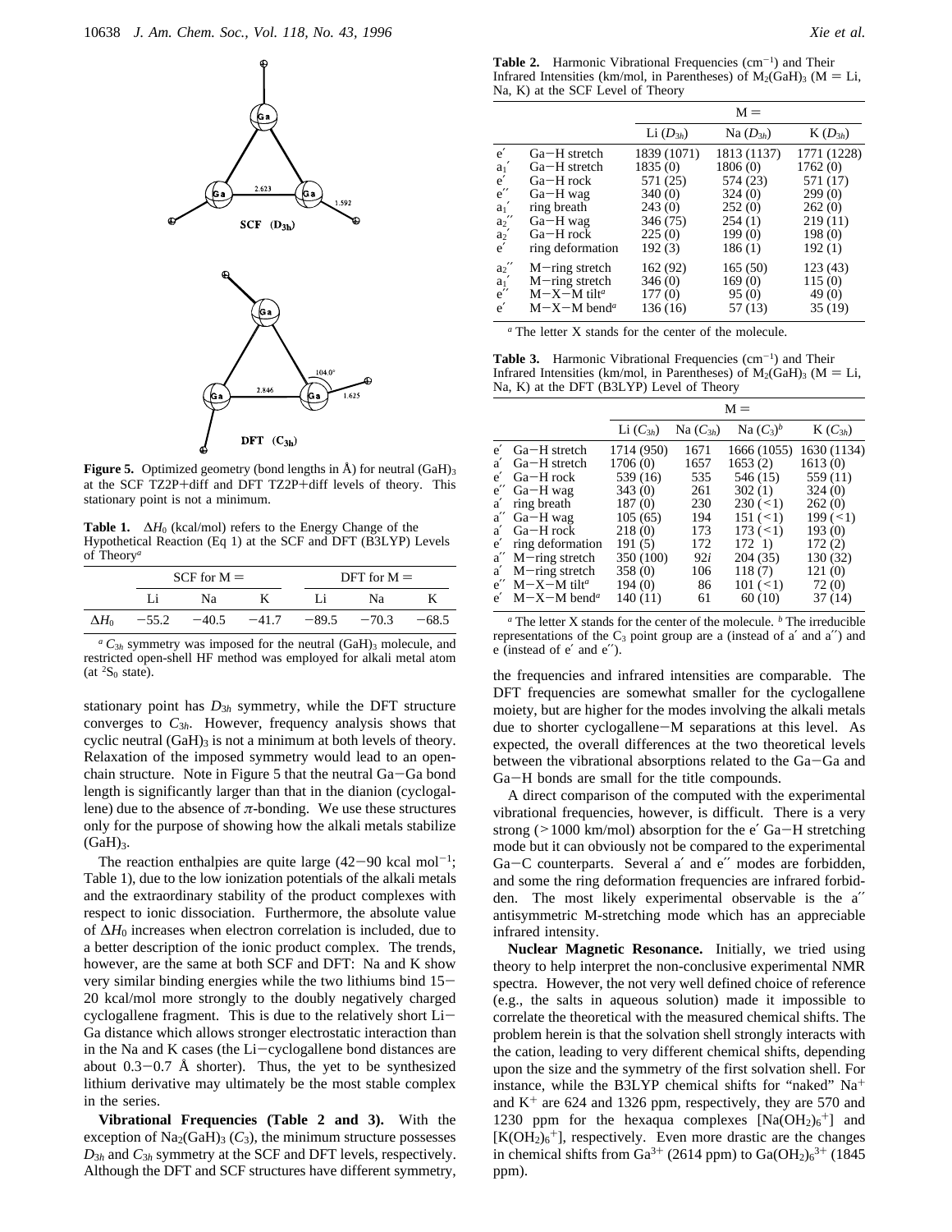SCF ($D_{3h}$)

2.623

1.592

DFT ($C_{3h}$)

2.846

104.0°

1.625

**Figure 5.** Optimized geometry (bond lengths in Å) for neutral $(GaH)_3$ at the SCF TZ2P+diff and DFT TZ2P+diff levels of theory. This stationary point is not a minimum.

**Table 1.** $\Delta H_0$ (kcal/mol) refers to the Energy Change of the Hypothetical Reaction (Eq 1) at the SCF and DFT (B3LYP) Levels of Theory[a]

| | SCF for M = | | | DFT for M = | | |
|---|---|---|---|---|---|---|
| | Li | Na | K | Li | Na | K |
| $\Delta H_0$ | −55.2 | −40.5 | −41.7 | −89.5 | −70.3 | −68.5 |

[a] $C_{3h}$ symmetry was imposed for the neutral $(GaH)_3$ molecule, and restricted open-shell HF method was employed for alkali metal atom (at $^2S_0$ state).

stationary point has $D_{3h}$ symmetry, while the DFT structure converges to $C_{3h}$. However, frequency analysis shows that cyclic neutral $(GaH)_3$ is not a minimum at both levels of theory. Relaxation of the imposed symmetry would lead to an open-chain structure. Note in Figure 5 that the neutral Ga−Ga bond length is significantly larger than that in the dianion (cyclogallene) due to the absence of $\pi$-bonding. We use these structures only for the purpose of showing how the alkali metals stabilize $(GaH)_3$.

The reaction enthalpies are quite large (42−90 kcal mol$^{-1}$; Table 1), due to the low ionization potentials of the alkali metals and the extraordinary stability of the product complexes with respect to ionic dissociation. Furthermore, the absolute value of $\Delta H_0$ increases when electron correlation is included, due to a better description of the ionic product complex. The trends, however, are the same at both SCF and DFT: Na and K show very similar binding energies while the two lithiums bind 15−20 kcal/mol more strongly to the doubly negatively charged cyclogallene fragment. This is due to the relatively short Li−Ga distance which allows stronger electrostatic interaction than in the Na and K cases (the Li−cyclogallene bond distances are about 0.3−0.7 Å shorter). Thus, the yet to be synthesized lithium derivative may ultimately be the most stable complex in the series.

**Vibrational Frequencies (Table 2 and 3).** With the exception of $Na_2(GaH)_3$ ($C_3$), the minimum structure possesses $D_{3h}$ and $C_{3h}$ symmetry at the SCF and DFT levels, respectively. Although the DFT and SCF structures have different symmetry,

**Table 2.** Harmonic Vibrational Frequencies (cm$^{-1}$) and Their Infrared Intensities (km/mol, in Parentheses) of $M_2(GaH)_3$ (M = Li, Na, K) at the SCF Level of Theory

| | | M = | | |
|---|---|---|---|---|
| | | Li ($D_{3h}$) | Na ($D_{3h}$) | K ($D_{3h}$) |
| e′ | Ga−H stretch | 1839 (1071) | 1813 (1137) | 1771 (1228) |
| a$_1$′ | Ga−H stretch | 1835 (0) | 1806 (0) | 1762 (0) |
| e′ | Ga−H rock | 571 (25) | 574 (23) | 571 (17) |
| e″ | Ga−H wag | 340 (0) | 324 (0) | 299 (0) |
| a$_1$′ | ring breath | 243 (0) | 252 (0) | 262 (0) |
| a$_2$″ | Ga−H wag | 346 (75) | 254 (1) | 219 (11) |
| a$_2$′ | Ga−H rock | 225 (0) | 199 (0) | 198 (0) |
| e′ | ring deformation | 192 (3) | 186 (1) | 192 (1) |
| a$_2$″ | M−ring stretch | 162 (92) | 165 (50) | 123 (43) |
| a$_1$′ | M−ring stretch | 346 (0) | 169 (0) | 115 (0) |
| e″ | M−X−M tilt[a] | 177 (0) | 95 (0) | 49 (0) |
| e′ | M−X−M bend[a] | 136 (16) | 57 (13) | 35 (19) |

[a] The letter X stands for the center of the molecule.

**Table 3.** Harmonic Vibrational Frequencies (cm$^{-1}$) and Their Infrared Intensities (km/mol, in Parentheses) of $M_2(GaH)_3$ (M = Li, Na, K) at the DFT (B3LYP) Level of Theory

| | | M = | | | |
|---|---|---|---|---|---|
| | | Li ($C_{3h}$) | Na ($C_{3h}$) | Na ($C_3$)[b] | K ($C_{3h}$) |
| e′ | Ga−H stretch | 1714 (950) | 1671 | 1666 (1055) | 1630 (1134) |
| a′ | Ga−H stretch | 1706 (0) | 1657 | 1653 (2) | 1613 (0) |
| e′ | Ga−H rock | 539 (16) | 535 | 546 (15) | 559 (11) |
| e″ | Ga−H wag | 343 (0) | 261 | 302 (1) | 324 (0) |
| a′ | ring breath | 187 (0) | 230 | 230 (<1) | 262 (0) |
| a″ | Ga−H wag | 105 (65) | 194 | 151 (<1) | 199 (<1) |
| a′ | Ga−H rock | 218 (0) | 173 | 173 (<1) | 193 (0) |
| e′ | ring deformation | 191 (5) | 172 | 172 1) | 172 (2) |
| a″ | M−ring stretch | 350 (100) | 92*i* | 204 (35) | 130 (32) |
| a′ | M−ring stretch | 358 (0) | 106 | 118 (7) | 121 (0) |
| e″ | M−X−M tilt[a] | 194 (0) | 86 | 101 (<1) | 72 (0) |
| e′ | M−X−M bend[a] | 140 (11) | 61 | 60 (10) | 37 (14) |

[a] The letter X stands for the center of the molecule. [b] The irreducible representations of the $C_3$ point group are a (instead of a′ and a″) and e (instead of e′ and e″).

the frequencies and infrared intensities are comparable. The DFT frequencies are somewhat smaller for the cyclogallene moiety, but are higher for the modes involving the alkali metals due to shorter cyclogallene−M separations at this level. As expected, the overall differences at the two theoretical levels between the vibrational absorptions related to the Ga−Ga and Ga−H bonds are small for the title compounds.

A direct comparison of the computed with the experimental vibrational frequencies, however, is difficult. There is a very strong (>1000 km/mol) absorption for the e′ Ga−H stretching mode but it can obviously not be compared to the experimental Ga−C counterparts. Several a′ and e″ modes are forbidden, and some the ring deformation frequencies are infrared forbidden. The most likely experimental observable is the a″ antisymmetric M-stretching mode which has an appreciable infrared intensity.

**Nuclear Magnetic Resonance.** Initially, we tried using theory to help interpret the non-conclusive experimental NMR spectra. However, the not very well defined choice of reference (e.g., the salts in aqueous solution) made it impossible to correlate the theoretical with the measured chemical shifts. The problem herein is that the solvation shell strongly interacts with the cation, leading to very different chemical shifts, depending upon the size and the symmetry of the first solvation shell. For instance, while the B3LYP chemical shifts for "naked" $Na^+$ and $K^+$ are 624 and 1326 ppm, respectively, they are 570 and 1230 ppm for the hexaqua complexes $[Na(OH_2)_6{}^+]$ and $[K(OH_2)_6{}^+]$, respectively. Even more drastic are the changes in chemical shifts from $Ga^{3+}$ (2614 ppm) to $Ga(OH_2)_6{}^{3+}$ (1845 ppm).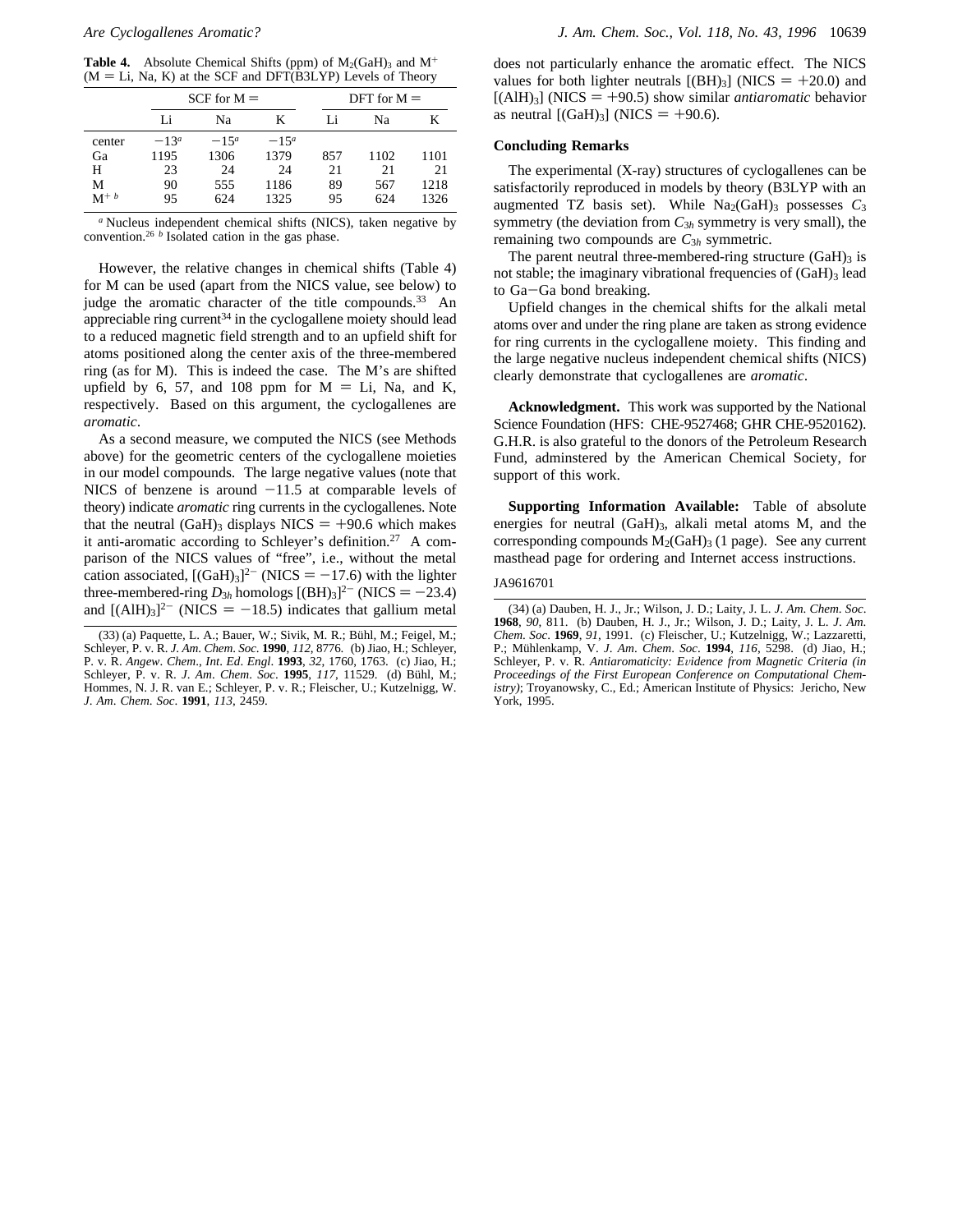**Table 4.** Absolute Chemical Shifts (ppm) of $M_2(GaH)_3$ and $M^+$ (M = Li, Na, K) at the SCF and DFT(B3LYP) Levels of Theory

| | SCF for M = | | | DFT for M = | | |
|---|---|---|---|---|---|---|
| | Li | Na | K | Li | Na | K |
| center | −13[a] | −15[a] | −15[a] | | | |
| Ga | 1195 | 1306 | 1379 | 857 | 1102 | 1101 |
| H | 23 | 24 | 24 | 21 | 21 | 21 |
| M | 90 | 555 | 1186 | 89 | 567 | 1218 |
| $M^+$ [b] | 95 | 624 | 1325 | 95 | 624 | 1326 |

[a] Nucleus independent chemical shifts (NICS), taken negative by convention.[26] [b] Isolated cation in the gas phase.

However, the relative changes in chemical shifts (Table 4) for M can be used (apart from the NICS value, see below) to judge the aromatic character of the title compounds.[33] An appreciable ring current[34] in the cyclogallene moiety should lead to a reduced magnetic field strength and to an upfield shift for atoms positioned along the center axis of the three-membered ring (as for M). This is indeed the case. The M's are shifted upfield by 6, 57, and 108 ppm for M = Li, Na, and K, respectively. Based on this argument, the cyclogallenes are *aromatic*.

As a second measure, we computed the NICS (see Methods above) for the geometric centers of the cyclogallene moieties in our model compounds. The large negative values (note that NICS of benzene is around −11.5 at comparable levels of theory) indicate *aromatic* ring currents in the cyclogallenes. Note that the neutral $(GaH)_3$ displays NICS = +90.6 which makes it anti-aromatic according to Schleyer's definition.[27] A comparison of the NICS values of "free", i.e., without the metal cation associated, $[(GaH)_3]^{2-}$ (NICS = −17.6) with the lighter three-membered-ring $D_{3h}$ homologs $[(BH)_3]^{2-}$ (NICS = −23.4) and $[(AlH)_3]^{2-}$ (NICS = −18.5) indicates that gallium metal does not particularly enhance the aromatic effect. The NICS values for both lighter neutrals $[(BH)_3]$ (NICS = +20.0) and $[(AlH)_3]$ (NICS = +90.5) show similar *antiaromatic* behavior as neutral $[(GaH)_3]$ (NICS = +90.6).

## Concluding Remarks

The experimental (X-ray) structures of cyclogallenes can be satisfactorily reproduced in models by theory (B3LYP with an augmented TZ basis set). While $Na_2(GaH)_3$ possesses $C_3$ symmetry (the deviation from $C_{3h}$ symmetry is very small), the remaining two compounds are $C_{3h}$ symmetric.

The parent neutral three-membered-ring structure $(GaH)_3$ is not stable; the imaginary vibrational frequencies of $(GaH)_3$ lead to Ga−Ga bond breaking.

Upfield changes in the chemical shifts for the alkali metal atoms over and under the ring plane are taken as strong evidence for ring currents in the cyclogallene moiety. This finding and the large negative nucleus independent chemical shifts (NICS) clearly demonstrate that cyclogallenes are *aromatic*.

**Acknowledgment.** This work was supported by the National Science Foundation (HFS: CHE-9527468; GHR CHE-9520162). G.H.R. is also grateful to the donors of the Petroleum Research Fund, adminstered by the American Chemical Society, for support of this work.

**Supporting Information Available:** Table of absolute energies for neutral $(GaH)_3$, alkali metal atoms M, and the corresponding compounds $M_2(GaH)_3$ (1 page). See any current masthead page for ordering and Internet access instructions.

JA9616701

(33) (a) Paquette, L. A.; Bauer, W.; Sivik, M. R.; Bühl, M.; Feigel, M.; Schleyer, P. v. R. *J. Am. Chem. Soc.* **1990**, *112*, 8776. (b) Jiao, H.; Schleyer, P. v. R. *Angew. Chem., Int. Ed. Engl.* **1993**, *32*, 1760, 1763. (c) Jiao, H.; Schleyer, P. v. R. *J. Am. Chem. Soc.* **1995**, *117*, 11529. (d) Bühl, M.; Hommes, N. J. R. van E.; Schleyer, P. v. R.; Fleischer, U.; Kutzelnigg, W. *J. Am. Chem. Soc.* **1991**, *113*, 2459.

(34) (a) Dauben, H. J., Jr.; Wilson, J. D.; Laity, J. L. *J. Am. Chem. Soc.* **1968**, *90*, 811. (b) Dauben, H. J., Jr.; Wilson, J. D.; Laity, J. L. *J. Am. Chem. Soc.* **1969**, *91*, 1991. (c) Fleischer, U.; Kutzelnigg, W.; Lazzaretti, P.; Mühlenkamp, V. *J. Am. Chem. Soc.* **1994**, *116*, 5298. (d) Jiao, H.; Schleyer, P. v. R. *Antiaromaticity: Evidence from Magnetic Criteria (in Proceedings of the First European Conference on Computational Chemistry)*; Troyanowsky, C., Ed.; American Institute of Physics: Jericho, New York, 1995.